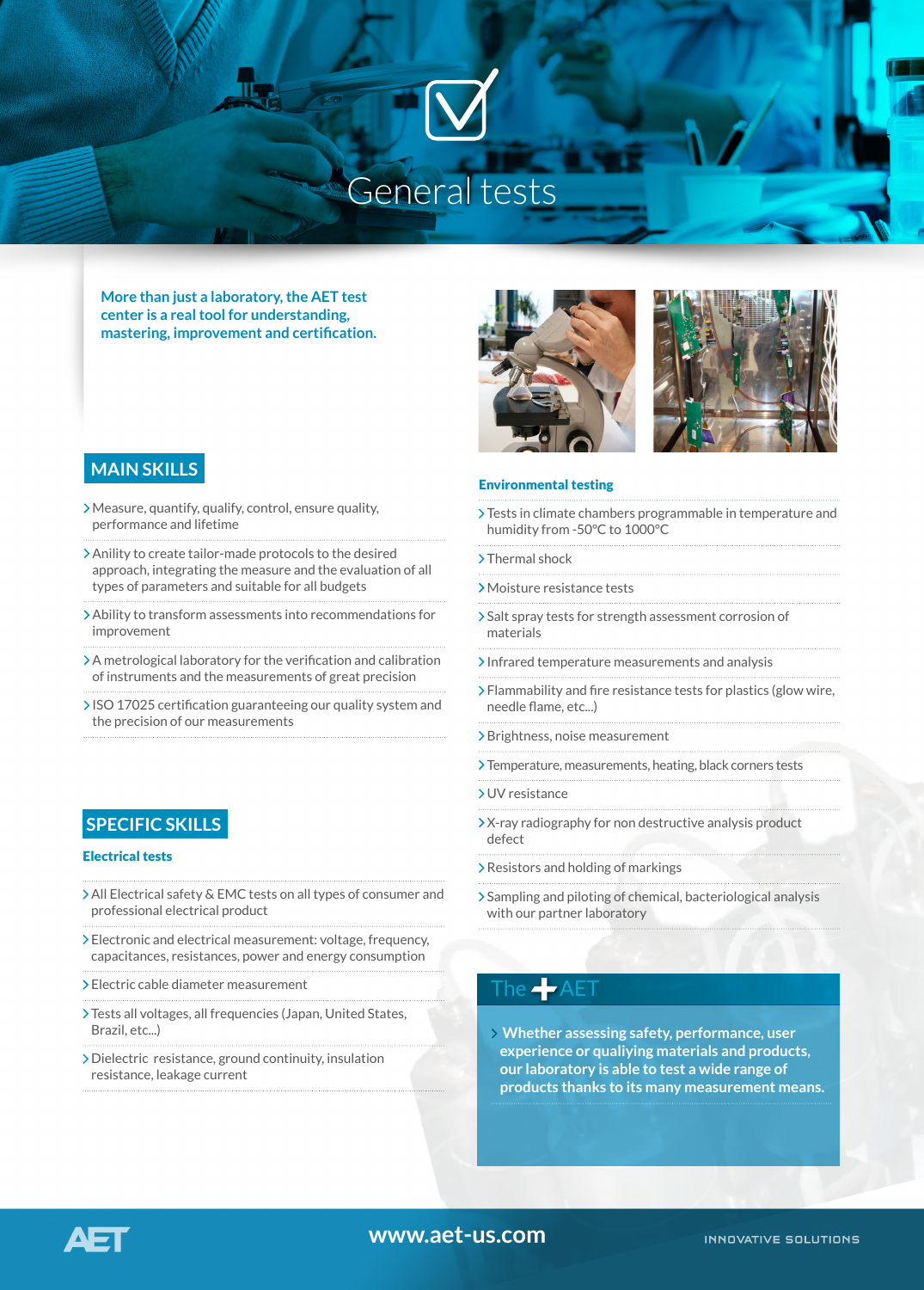# General tests

**More than just a laboratory, the AET test center is a real tool for understanding, mastering, improvement and certification.**

## MAIN SKILLS

- Measure, quantify, qualify, control, ensure quality, performance and lifetime
- Anility to create tailor-made protocols to the desired approach, integrating the measure and the evaluation of all types of parameters and suitable for all budgets
- Ability to transform assessments into recommendations for improvement
- A metrological laboratory for the verification and calibration of instruments and the measurements of great precision
- ISO 17025 certification guaranteeing our quality system and the precision of our measurements

## SPECIFIC SKILLS

### Electrical tests

- All Electrical safety & EMC tests on all types of consumer and professional electrical product
- Electronic and electrical measurement: voltage, frequency, capacitances, resistances, power and energy consumption
- Electric cable diameter measurement
- Tests all voltages, all frequencies (Japan, United States, Brazil, etc...)
- Dielectric resistance, ground continuity, insulation resistance, leakage current

### Environmental testing

- Tests in climate chambers programmable in temperature and humidity from -50°C to 1000°C
- Thermal shock
- Moisture resistance tests
- Salt spray tests for strength assessment corrosion of materials
- Infrared temperature measurements and analysis
- Flammability and fire resistance tests for plastics (glow wire, needle flame, etc...)
- Brightness, noise measurement
- Temperature, measurements, heating, black corners tests
- UV resistance
- X-ray radiography for non destructive analysis product defect
- Resistors and holding of markings
- Sampling and piloting of chemical, bacteriological analysis with our partner laboratory

## The + AET

- **Whether assessing safety, performance, user experience or qualiying materials and products, our laboratory is able to test a wide range of products thanks to its many measurement means.**

AET

www.aet-us.com

INNOVATIVE SOLUTIONS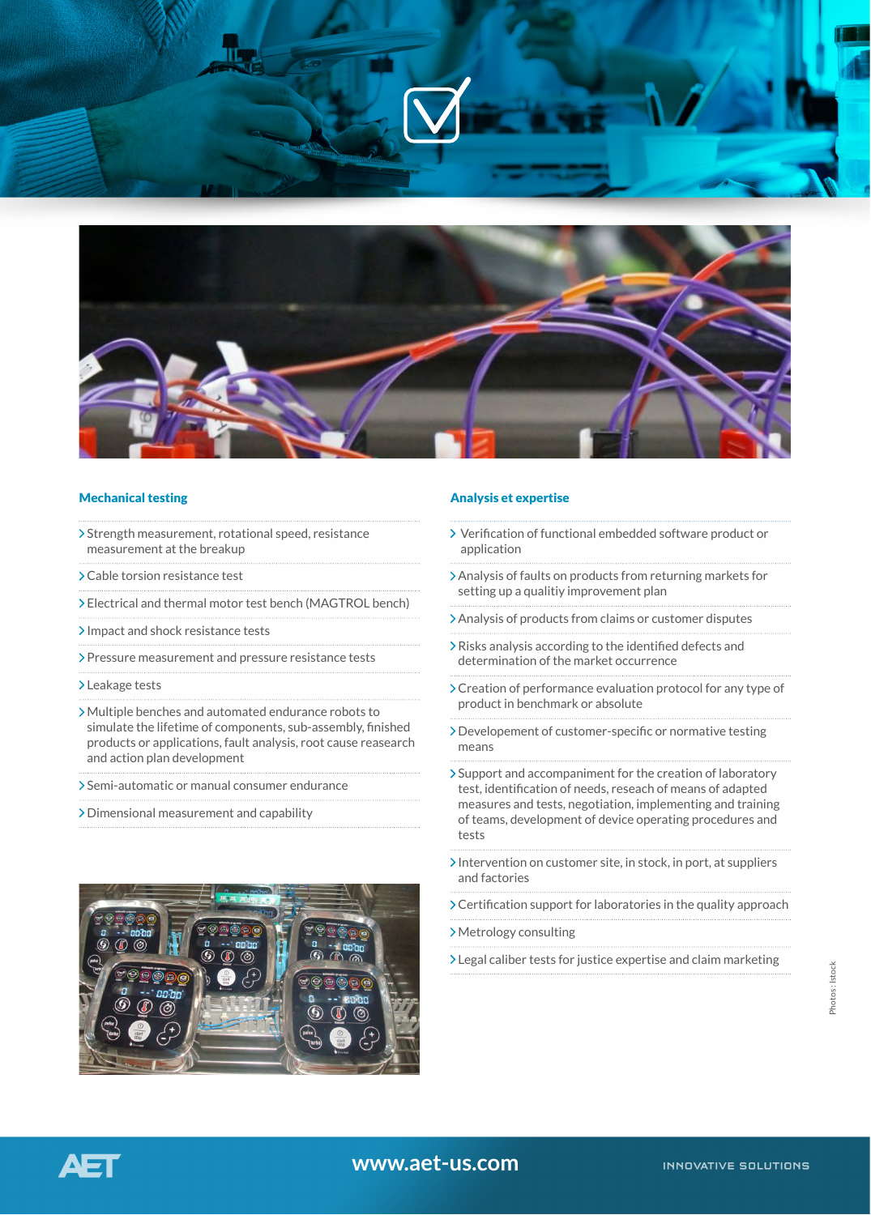## Mechanical testing

- Strength measurement, rotational speed, resistance measurement at the breakup
- Cable torsion resistance test
- Electrical and thermal motor test bench (MAGTROL bench)
- Impact and shock resistance tests
- Pressure measurement and pressure resistance tests
- Leakage tests
- Multiple benches and automated endurance robots to simulate the lifetime of components, sub-assembly, finished products or applications, fault analysis, root cause reasearch and action plan development
- Semi-automatic or manual consumer endurance
- Dimensional measurement and capability

## Analysis et expertise

- Verification of functional embedded software product or application
- Analysis of faults on products from returning markets for setting up a qualitiy improvement plan
- Analysis of products from claims or customer disputes
- Risks analysis according to the identified defects and determination of the market occurrence
- Creation of performance evaluation protocol for any type of product in benchmark or absolute
- Developement of customer-specific or normative testing means
- Support and accompaniment for the creation of laboratory test, identification of needs, reseach of means of adapted measures and tests, negotiation, implementing and training of teams, development of device operating procedures and tests
- Intervention on customer site, in stock, in port, at suppliers and factories
- Certification support for laboratories in the quality approach
- Metrology consulting
- Legal caliber tests for justice expertise and claim marketing

Photos : Istock

AET

www.aet-us.com

INNOVATIVE SOLUTIONS